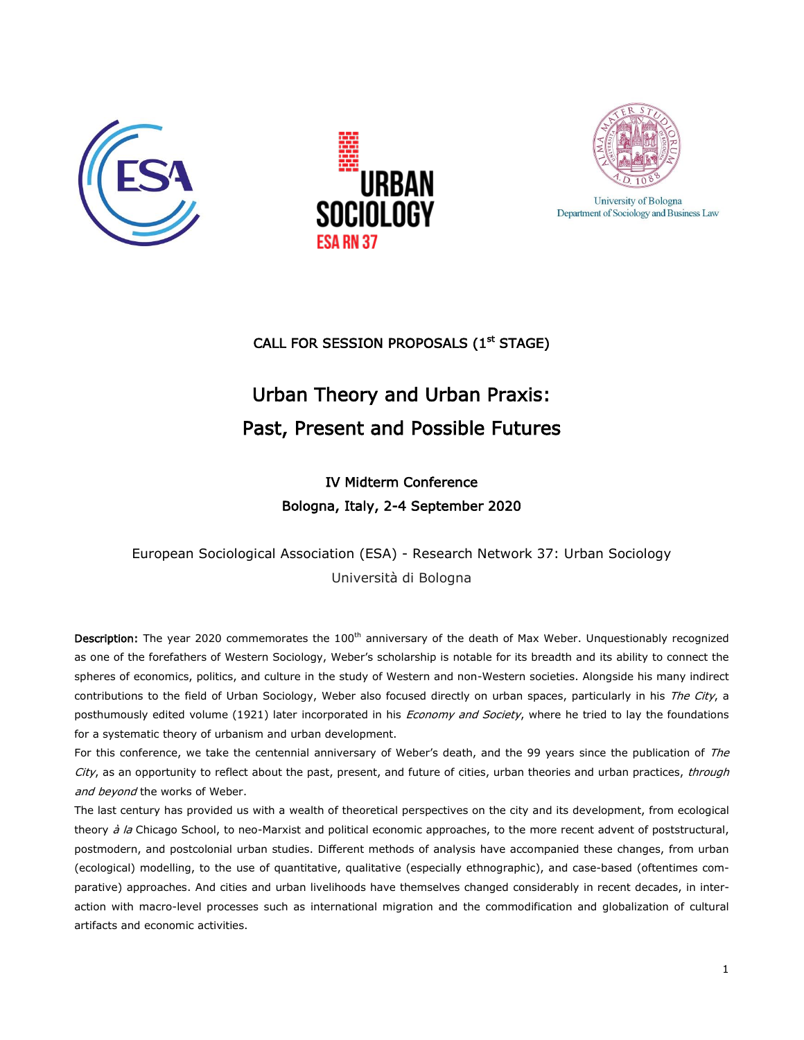CALL FOR SESSION PROPOSALS (1st STAGE)

# Urban Theory and Urban Praxis: Past, Present and Possible Futures

## IV Midterm Conference
## Bologna, Italy, 2-4 September 2020

European Sociological Association (ESA) - Research Network 37: Urban Sociology
Università di Bologna

**Description:** The year 2020 commemorates the 100th anniversary of the death of Max Weber. Unquestionably recognized as one of the forefathers of Western Sociology, Weber's scholarship is notable for its breadth and its ability to connect the spheres of economics, politics, and culture in the study of Western and non-Western societies. Alongside his many indirect contributions to the field of Urban Sociology, Weber also focused directly on urban spaces, particularly in his *The City*, a posthumously edited volume (1921) later incorporated in his *Economy and Society*, where he tried to lay the foundations for a systematic theory of urbanism and urban development.

For this conference, we take the centennial anniversary of Weber's death, and the 99 years since the publication of *The City*, as an opportunity to reflect about the past, present, and future of cities, urban theories and urban practices, *through and beyond* the works of Weber.

The last century has provided us with a wealth of theoretical perspectives on the city and its development, from ecological theory *à la* Chicago School, to neo-Marxist and political economic approaches, to the more recent advent of poststructural, postmodern, and postcolonial urban studies. Different methods of analysis have accompanied these changes, from urban (ecological) modelling, to the use of quantitative, qualitative (especially ethnographic), and case-based (oftentimes comparative) approaches. And cities and urban livelihoods have themselves changed considerably in recent decades, in interaction with macro-level processes such as international migration and the commodification and globalization of cultural artifacts and economic activities.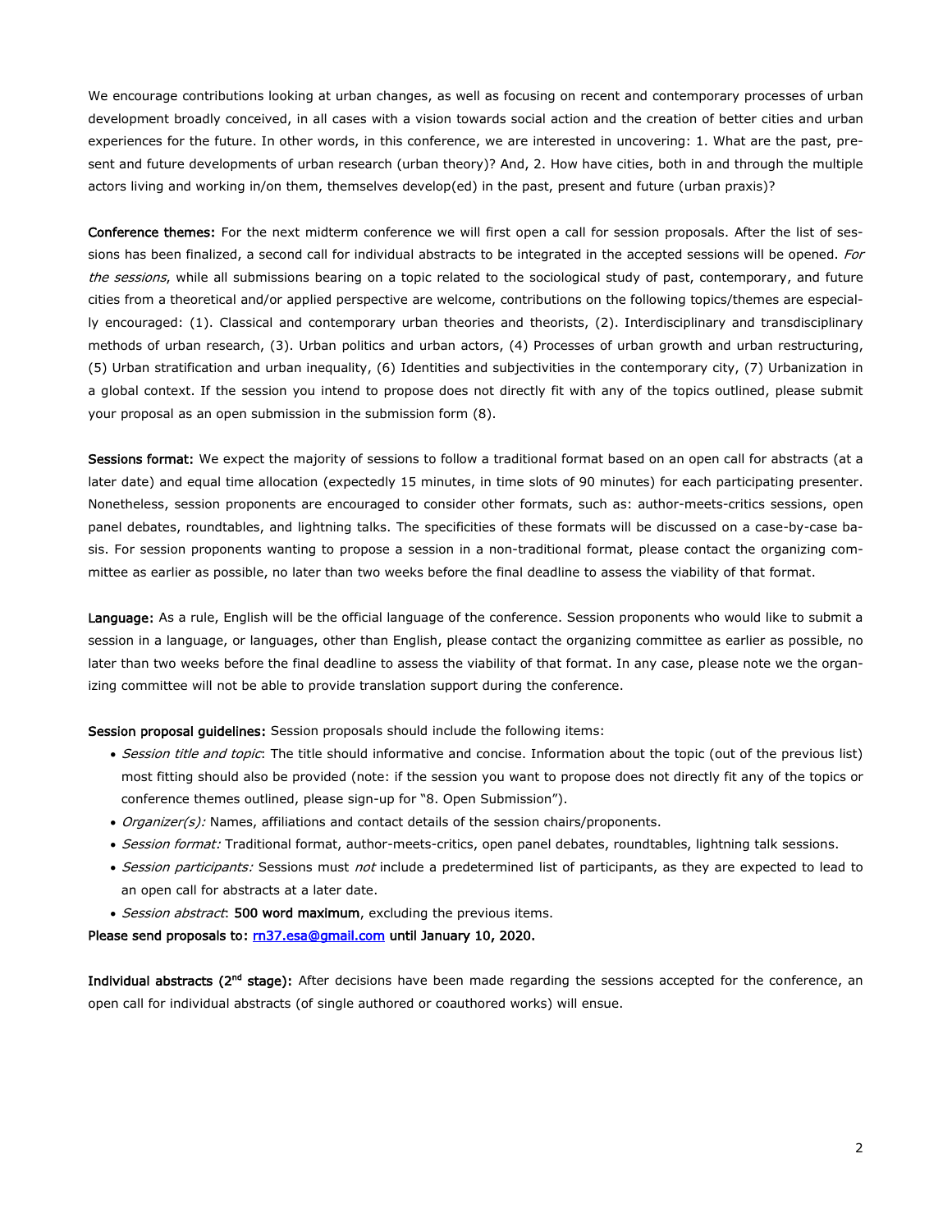We encourage contributions looking at urban changes, as well as focusing on recent and contemporary processes of urban development broadly conceived, in all cases with a vision towards social action and the creation of better cities and urban experiences for the future. In other words, in this conference, we are interested in uncovering: 1. What are the past, present and future developments of urban research (urban theory)? And, 2. How have cities, both in and through the multiple actors living and working in/on them, themselves develop(ed) in the past, present and future (urban praxis)?

**Conference themes:** For the next midterm conference we will first open a call for session proposals. After the list of sessions has been finalized, a second call for individual abstracts to be integrated in the accepted sessions will be opened. *For the sessions*, while all submissions bearing on a topic related to the sociological study of past, contemporary, and future cities from a theoretical and/or applied perspective are welcome, contributions on the following topics/themes are especially encouraged: (1). Classical and contemporary urban theories and theorists, (2). Interdisciplinary and transdisciplinary methods of urban research, (3). Urban politics and urban actors, (4) Processes of urban growth and urban restructuring, (5) Urban stratification and urban inequality, (6) Identities and subjectivities in the contemporary city, (7) Urbanization in a global context. If the session you intend to propose does not directly fit with any of the topics outlined, please submit your proposal as an open submission in the submission form (8).

**Sessions format:** We expect the majority of sessions to follow a traditional format based on an open call for abstracts (at a later date) and equal time allocation (expectedly 15 minutes, in time slots of 90 minutes) for each participating presenter. Nonetheless, session proponents are encouraged to consider other formats, such as: author-meets-critics sessions, open panel debates, roundtables, and lightning talks. The specificities of these formats will be discussed on a case-by-case basis. For session proponents wanting to propose a session in a non-traditional format, please contact the organizing committee as earlier as possible, no later than two weeks before the final deadline to assess the viability of that format.

**Language:** As a rule, English will be the official language of the conference. Session proponents who would like to submit a session in a language, or languages, other than English, please contact the organizing committee as earlier as possible, no later than two weeks before the final deadline to assess the viability of that format. In any case, please note we the organizing committee will not be able to provide translation support during the conference.

**Session proposal guidelines:** Session proposals should include the following items:

- *Session title and topic*: The title should informative and concise. Information about the topic (out of the previous list) most fitting should also be provided (note: if the session you want to propose does not directly fit any of the topics or conference themes outlined, please sign-up for "8. Open Submission").
- *Organizer(s):* Names, affiliations and contact details of the session chairs/proponents.
- *Session format:* Traditional format, author-meets-critics, open panel debates, roundtables, lightning talk sessions.
- *Session participants:* Sessions must *not* include a predetermined list of participants, as they are expected to lead to an open call for abstracts at a later date.
- *Session abstract*: **500 word maximum**, excluding the previous items.

**Please send proposals to: rn37.esa@gmail.com until January 10, 2020.**

**Individual abstracts (2nd stage):** After decisions have been made regarding the sessions accepted for the conference, an open call for individual abstracts (of single authored or coauthored works) will ensue.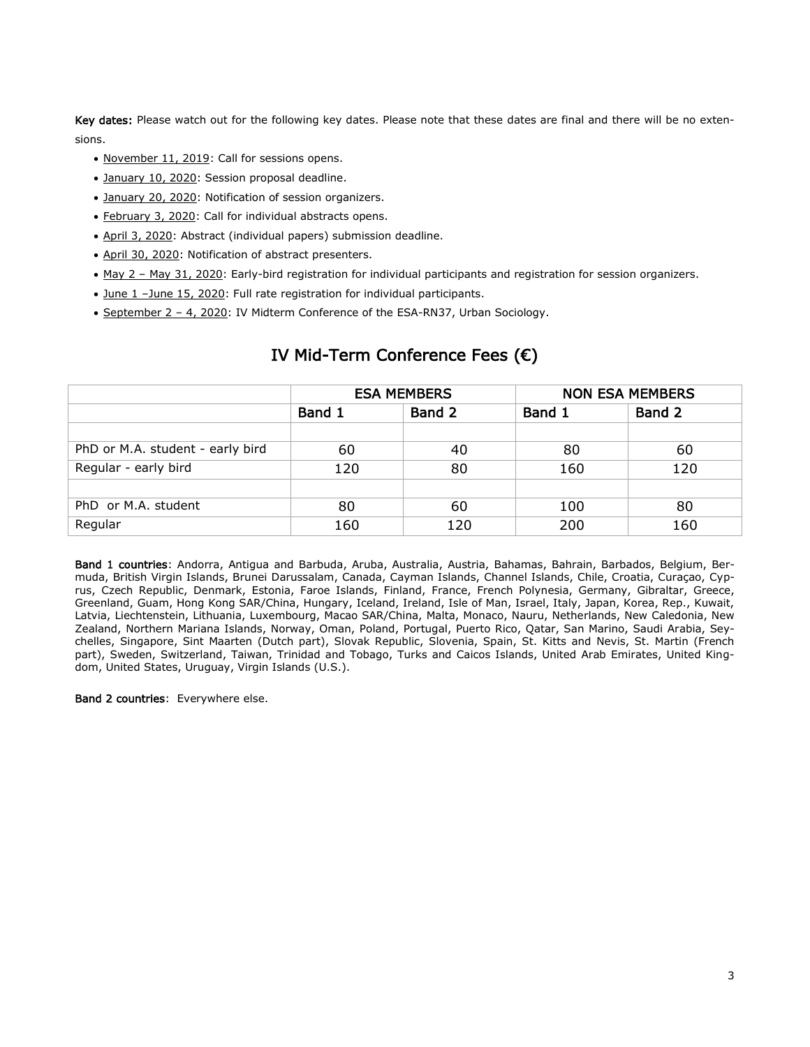**Key dates:** Please watch out for the following key dates. Please note that these dates are final and there will be no extensions.

- November 11, 2019: Call for sessions opens.
- January 10, 2020: Session proposal deadline.
- January 20, 2020: Notification of session organizers.
- February 3, 2020: Call for individual abstracts opens.
- April 3, 2020: Abstract (individual papers) submission deadline.
- April 30, 2020: Notification of abstract presenters.
- May 2 – May 31, 2020: Early-bird registration for individual participants and registration for session organizers.
- June 1 –June 15, 2020: Full rate registration for individual participants.
- September 2 – 4, 2020: IV Midterm Conference of the ESA-RN37, Urban Sociology.

## IV Mid-Term Conference Fees (€)

| | ESA MEMBERS | | NON ESA MEMBERS | |
|---|---|---|---|---|
| | Band 1 | Band 2 | Band 1 | Band 2 |
| | | | | |
| PhD or M.A. student - early bird | 60 | 40 | 80 | 60 |
| Regular - early bird | 120 | 80 | 160 | 120 |
| | | | | |
| PhD or M.A. student | 80 | 60 | 100 | 80 |
| Regular | 160 | 120 | 200 | 160 |

**Band 1 countries**: Andorra, Antigua and Barbuda, Aruba, Australia, Austria, Bahamas, Bahrain, Barbados, Belgium, Bermuda, British Virgin Islands, Brunei Darussalam, Canada, Cayman Islands, Channel Islands, Chile, Croatia, Curaçao, Cyprus, Czech Republic, Denmark, Estonia, Faroe Islands, Finland, France, French Polynesia, Germany, Gibraltar, Greece, Greenland, Guam, Hong Kong SAR/China, Hungary, Iceland, Ireland, Isle of Man, Israel, Italy, Japan, Korea, Rep., Kuwait, Latvia, Liechtenstein, Lithuania, Luxembourg, Macao SAR/China, Malta, Monaco, Nauru, Netherlands, New Caledonia, New Zealand, Northern Mariana Islands, Norway, Oman, Poland, Portugal, Puerto Rico, Qatar, San Marino, Saudi Arabia, Seychelles, Singapore, Sint Maarten (Dutch part), Slovak Republic, Slovenia, Spain, St. Kitts and Nevis, St. Martin (French part), Sweden, Switzerland, Taiwan, Trinidad and Tobago, Turks and Caicos Islands, United Arab Emirates, United Kingdom, United States, Uruguay, Virgin Islands (U.S.).

**Band 2 countries**: Everywhere else.